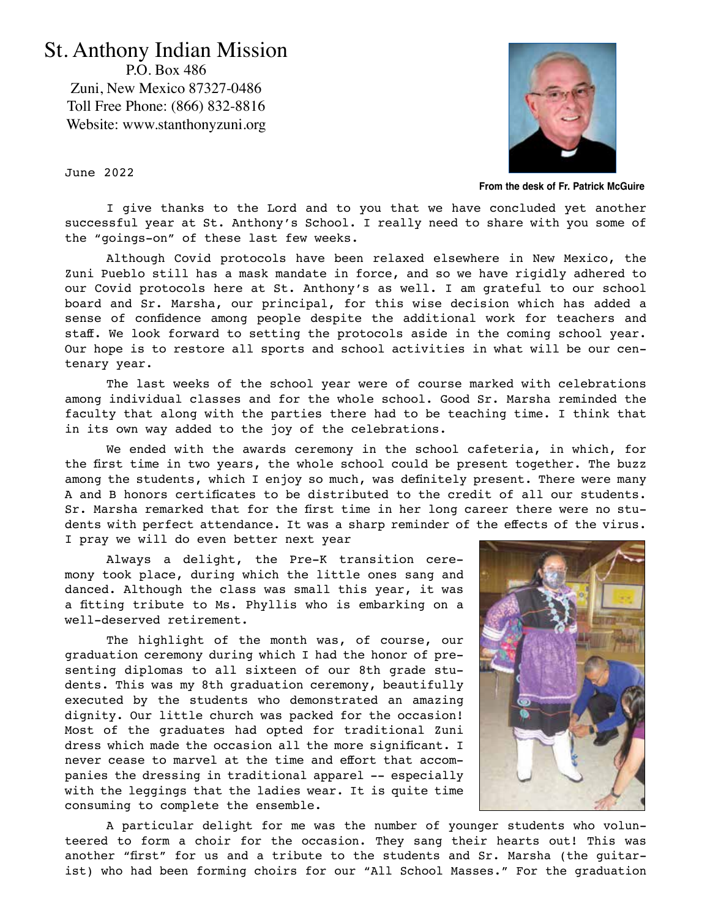# St. Anthony Indian Mission

P.O. Box 486
Zuni, New Mexico 87327-0486
Toll Free Phone: (866) 832-8816
Website: www.stanthonyzuni.org

June 2022

**From the desk of Fr. Patrick McGuire**

I give thanks to the Lord and to you that we have concluded yet another successful year at St. Anthony's School. I really need to share with you some of the "goings-on" of these last few weeks.

Although Covid protocols have been relaxed elsewhere in New Mexico, the Zuni Pueblo still has a mask mandate in force, and so we have rigidly adhered to our Covid protocols here at St. Anthony's as well. I am grateful to our school board and Sr. Marsha, our principal, for this wise decision which has added a sense of confidence among people despite the additional work for teachers and staff. We look forward to setting the protocols aside in the coming school year. Our hope is to restore all sports and school activities in what will be our centenary year.

The last weeks of the school year were of course marked with celebrations among individual classes and for the whole school. Good Sr. Marsha reminded the faculty that along with the parties there had to be teaching time. I think that in its own way added to the joy of the celebrations.

We ended with the awards ceremony in the school cafeteria, in which, for the first time in two years, the whole school could be present together. The buzz among the students, which I enjoy so much, was definitely present. There were many A and B honors certificates to be distributed to the credit of all our students. Sr. Marsha remarked that for the first time in her long career there were no students with perfect attendance. It was a sharp reminder of the effects of the virus. I pray we will do even better next year

Always a delight, the Pre-K transition ceremony took place, during which the little ones sang and danced. Although the class was small this year, it was a fitting tribute to Ms. Phyllis who is embarking on a well-deserved retirement.

The highlight of the month was, of course, our graduation ceremony during which I had the honor of presenting diplomas to all sixteen of our 8th grade students. This was my 8th graduation ceremony, beautifully executed by the students who demonstrated an amazing dignity. Our little church was packed for the occasion! Most of the graduates had opted for traditional Zuni dress which made the occasion all the more significant. I never cease to marvel at the time and effort that accompanies the dressing in traditional apparel -- especially with the leggings that the ladies wear. It is quite time consuming to complete the ensemble.

A particular delight for me was the number of younger students who volunteered to form a choir for the occasion. They sang their hearts out! This was another "first" for us and a tribute to the students and Sr. Marsha (the guitarist) who had been forming choirs for our "All School Masses." For the graduation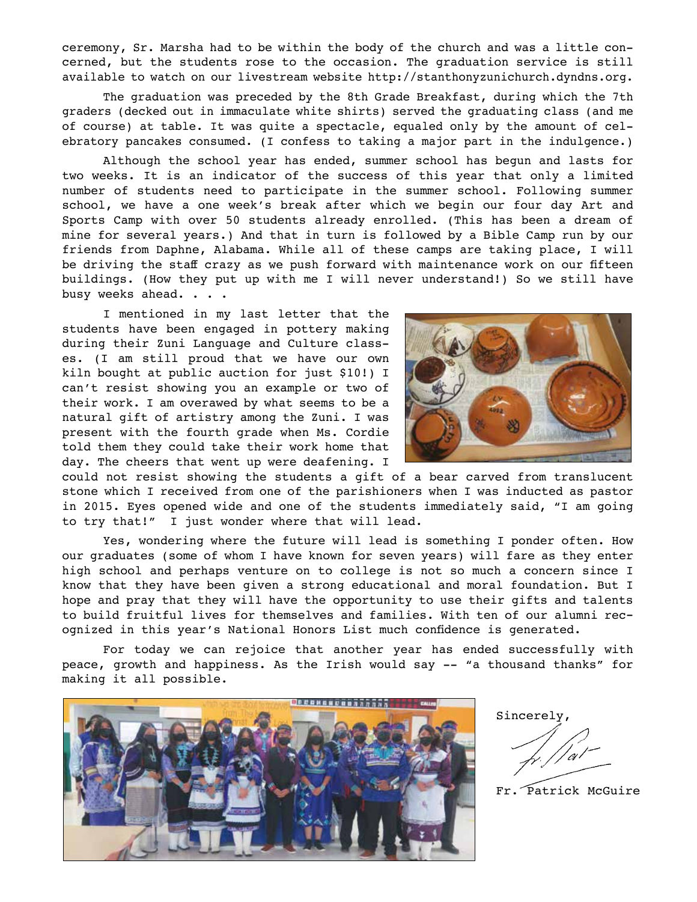ceremony, Sr. Marsha had to be within the body of the church and was a little concerned, but the students rose to the occasion. The graduation service is still available to watch on our livestream website http://stanthonyzunichurch.dyndns.org.

The graduation was preceded by the 8th Grade Breakfast, during which the 7th graders (decked out in immaculate white shirts) served the graduating class (and me of course) at table. It was quite a spectacle, equaled only by the amount of celebratory pancakes consumed. (I confess to taking a major part in the indulgence.)

Although the school year has ended, summer school has begun and lasts for two weeks. It is an indicator of the success of this year that only a limited number of students need to participate in the summer school. Following summer school, we have a one week's break after which we begin our four day Art and Sports Camp with over 50 students already enrolled. (This has been a dream of mine for several years.) And that in turn is followed by a Bible Camp run by our friends from Daphne, Alabama. While all of these camps are taking place, I will be driving the staff crazy as we push forward with maintenance work on our fifteen buildings. (How they put up with me I will never understand!) So we still have busy weeks ahead. . . .

I mentioned in my last letter that the students have been engaged in pottery making during their Zuni Language and Culture classes. (I am still proud that we have our own kiln bought at public auction for just $10!) I can't resist showing you an example or two of their work. I am overawed by what seems to be a natural gift of artistry among the Zuni. I was present with the fourth grade when Ms. Cordie told them they could take their work home that day. The cheers that went up were deafening. I could not resist showing the students a gift of a bear carved from translucent stone which I received from one of the parishioners when I was inducted as pastor in 2015. Eyes opened wide and one of the students immediately said, "I am going to try that!" I just wonder where that will lead.

Yes, wondering where the future will lead is something I ponder often. How our graduates (some of whom I have known for seven years) will fare as they enter high school and perhaps venture on to college is not so much a concern since I know that they have been given a strong educational and moral foundation. But I hope and pray that they will have the opportunity to use their gifts and talents to build fruitful lives for themselves and families. With ten of our alumni recognized in this year's National Honors List much confidence is generated.

For today we can rejoice that another year has ended successfully with peace, growth and happiness. As the Irish would say -- "a thousand thanks" for making it all possible.

Sincerely,

Fr. Pat

Fr. Patrick McGuire